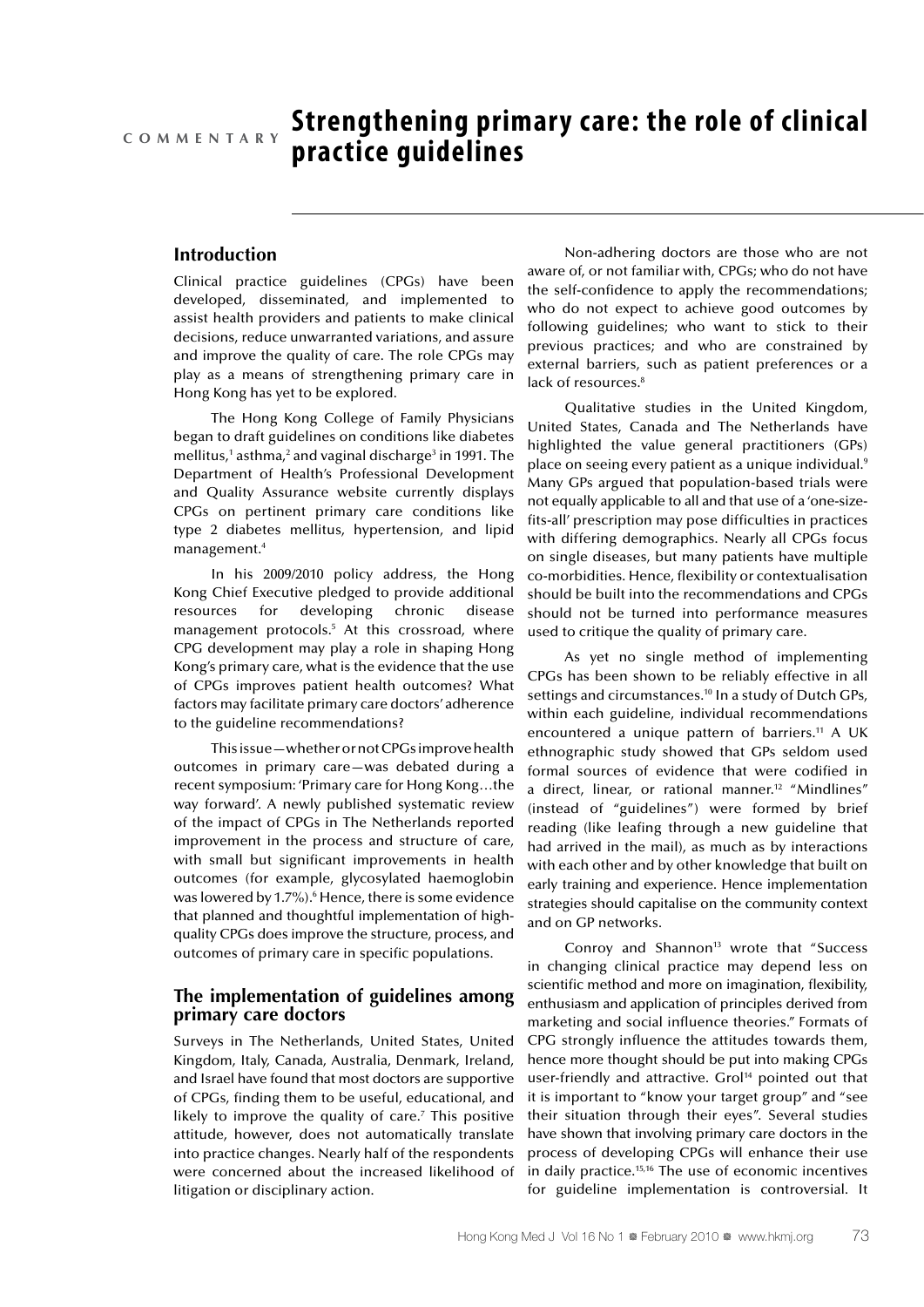COMMENTARY

# Strengthening primary care: the role of clinical practice guidelines

## Introduction

Clinical practice guidelines (CPGs) have been developed, disseminated, and implemented to assist health providers and patients to make clinical decisions, reduce unwarranted variations, and assure and improve the quality of care. The role CPGs may play as a means of strengthening primary care in Hong Kong has yet to be explored.

The Hong Kong College of Family Physicians began to draft guidelines on conditions like diabetes mellitus,[1] asthma,[2] and vaginal discharge[3] in 1991. The Department of Health's Professional Development and Quality Assurance website currently displays CPGs on pertinent primary care conditions like type 2 diabetes mellitus, hypertension, and lipid management.[4]

In his 2009/2010 policy address, the Hong Kong Chief Executive pledged to provide additional resources for developing chronic disease management protocols.[5] At this crossroad, where CPG development may play a role in shaping Hong Kong's primary care, what is the evidence that the use of CPGs improves patient health outcomes? What factors may facilitate primary care doctors' adherence to the guideline recommendations?

This issue—whether or not CPGs improve health outcomes in primary care—was debated during a recent symposium: 'Primary care for Hong Kong…the way forward'. A newly published systematic review of the impact of CPGs in The Netherlands reported improvement in the process and structure of care, with small but significant improvements in health outcomes (for example, glycosylated haemoglobin was lowered by 1.7%).[6] Hence, there is some evidence that planned and thoughtful implementation of high-quality CPGs does improve the structure, process, and outcomes of primary care in specific populations.

## The implementation of guidelines among primary care doctors

Surveys in The Netherlands, United States, United Kingdom, Italy, Canada, Australia, Denmark, Ireland, and Israel have found that most doctors are supportive of CPGs, finding them to be useful, educational, and likely to improve the quality of care.[7] This positive attitude, however, does not automatically translate into practice changes. Nearly half of the respondents were concerned about the increased likelihood of litigation or disciplinary action.

Non-adhering doctors are those who are not aware of, or not familiar with, CPGs; who do not have the self-confidence to apply the recommendations; who do not expect to achieve good outcomes by following guidelines; who want to stick to their previous practices; and who are constrained by external barriers, such as patient preferences or a lack of resources.[8]

Qualitative studies in the United Kingdom, United States, Canada and The Netherlands have highlighted the value general practitioners (GPs) place on seeing every patient as a unique individual.[9] Many GPs argued that population-based trials were not equally applicable to all and that use of a 'one-size-fits-all' prescription may pose difficulties in practices with differing demographics. Nearly all CPGs focus on single diseases, but many patients have multiple co-morbidities. Hence, flexibility or contextualisation should be built into the recommendations and CPGs should not be turned into performance measures used to critique the quality of primary care.

As yet no single method of implementing CPGs has been shown to be reliably effective in all settings and circumstances.[10] In a study of Dutch GPs, within each guideline, individual recommendations encountered a unique pattern of barriers.[11] A UK ethnographic study showed that GPs seldom used formal sources of evidence that were codified in a direct, linear, or rational manner.[12] "Mindlines" (instead of "guidelines") were formed by brief reading (like leafing through a new guideline that had arrived in the mail), as much as by interactions with each other and by other knowledge that built on early training and experience. Hence implementation strategies should capitalise on the community context and on GP networks.

Conroy and Shannon[13] wrote that "Success in changing clinical practice may depend less on scientific method and more on imagination, flexibility, enthusiasm and application of principles derived from marketing and social influence theories." Formats of CPG strongly influence the attitudes towards them, hence more thought should be put into making CPGs user-friendly and attractive. Grol[14] pointed out that it is important to "know your target group" and "see their situation through their eyes". Several studies have shown that involving primary care doctors in the process of developing CPGs will enhance their use in daily practice.[15,16] The use of economic incentives for guideline implementation is controversial. It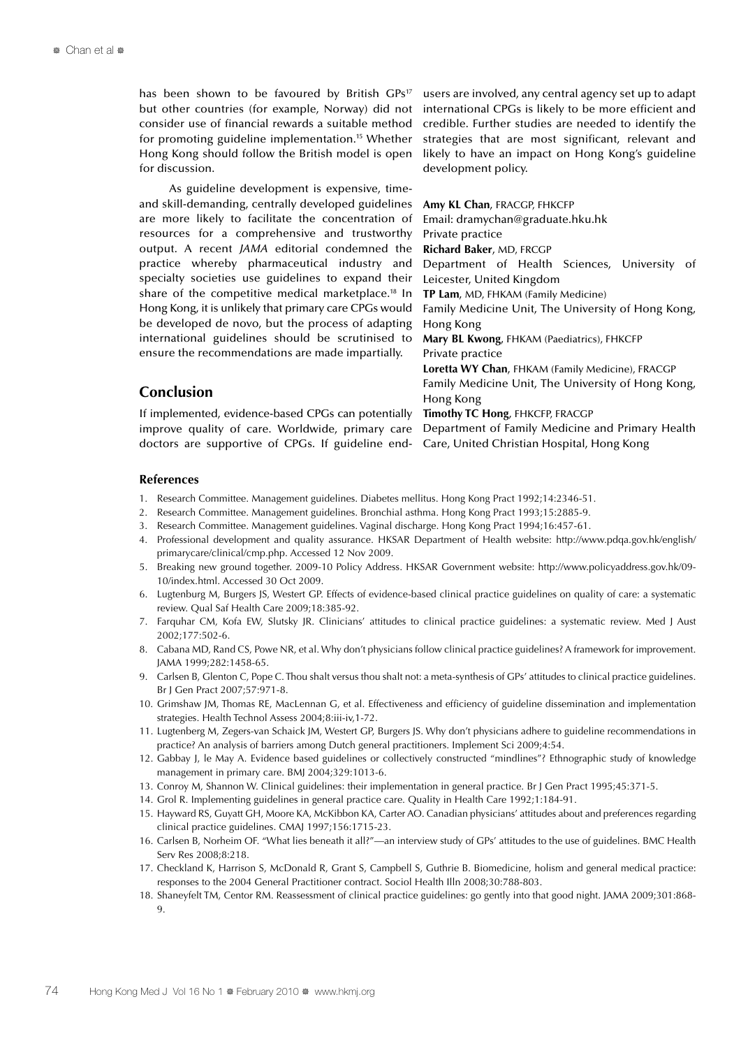has been shown to be favoured by British GPs[17] but other countries (for example, Norway) did not consider use of financial rewards a suitable method for promoting guideline implementation.[15] Whether Hong Kong should follow the British model is open for discussion.

As guideline development is expensive, time- and skill-demanding, centrally developed guidelines are more likely to facilitate the concentration of resources for a comprehensive and trustworthy output. A recent *JAMA* editorial condemned the practice whereby pharmaceutical industry and specialty societies use guidelines to expand their share of the competitive medical marketplace.[18] In Hong Kong, it is unlikely that primary care CPGs would be developed de novo, but the process of adapting international guidelines should be scrutinised to ensure the recommendations are made impartially.

## Conclusion

If implemented, evidence-based CPGs can potentially improve quality of care. Worldwide, primary care doctors are supportive of CPGs. If guideline end-users are involved, any central agency set up to adapt international CPGs is likely to be more efficient and credible. Further studies are needed to identify the strategies that are most significant, relevant and likely to have an impact on Hong Kong's guideline development policy.

**Amy KL Chan**, FRACGP, FHKCFP
Email: dramychan@graduate.hku.hk
Private practice
**Richard Baker**, MD, FRCGP
Department of Health Sciences, University of Leicester, United Kingdom
**TP Lam**, MD, FHKAM (Family Medicine)
Family Medicine Unit, The University of Hong Kong, Hong Kong
**Mary BL Kwong**, FHKAM (Paediatrics), FHKCFP
Private practice
**Loretta WY Chan**, FHKAM (Family Medicine), FRACGP
Family Medicine Unit, The University of Hong Kong, Hong Kong
**Timothy TC Hong**, FHKCFP, FRACGP
Department of Family Medicine and Primary Health Care, United Christian Hospital, Hong Kong

### References

1. Research Committee. Management guidelines. Diabetes mellitus. Hong Kong Pract 1992;14:2346-51.
2. Research Committee. Management guidelines. Bronchial asthma. Hong Kong Pract 1993;15:2885-9.
3. Research Committee. Management guidelines. Vaginal discharge. Hong Kong Pract 1994;16:457-61.
4. Professional development and quality assurance. HKSAR Department of Health website: http://www.pdqa.gov.hk/english/primarycare/clinical/cmp.php. Accessed 12 Nov 2009.
5. Breaking new ground together. 2009-10 Policy Address. HKSAR Government website: http://www.policyaddress.gov.hk/09-10/index.html. Accessed 30 Oct 2009.
6. Lugtenburg M, Burgers JS, Westert GP. Effects of evidence-based clinical practice guidelines on quality of care: a systematic review. Qual Saf Health Care 2009;18:385-92.
7. Farquhar CM, Kofa EW, Slutsky JR. Clinicians' attitudes to clinical practice guidelines: a systematic review. Med J Aust 2002;177:502-6.
8. Cabana MD, Rand CS, Powe NR, et al. Why don't physicians follow clinical practice guidelines? A framework for improvement. JAMA 1999;282:1458-65.
9. Carlsen B, Glenton C, Pope C. Thou shalt versus thou shalt not: a meta-synthesis of GPs' attitudes to clinical practice guidelines. Br J Gen Pract 2007;57:971-8.
10. Grimshaw JM, Thomas RE, MacLennan G, et al. Effectiveness and efficiency of guideline dissemination and implementation strategies. Health Technol Assess 2004;8:iii-iv,1-72.
11. Lugtenberg M, Zegers-van Schaick JM, Westert GP, Burgers JS. Why don't physicians adhere to guideline recommendations in practice? An analysis of barriers among Dutch general practitioners. Implement Sci 2009;4:54.
12. Gabbay J, le May A. Evidence based guidelines or collectively constructed "mindlines"? Ethnographic study of knowledge management in primary care. BMJ 2004;329:1013-6.
13. Conroy M, Shannon W. Clinical guidelines: their implementation in general practice. Br J Gen Pract 1995;45:371-5.
14. Grol R. Implementing guidelines in general practice care. Quality in Health Care 1992;1:184-91.
15. Hayward RS, Guyatt GH, Moore KA, McKibbon KA, Carter AO. Canadian physicians' attitudes about and preferences regarding clinical practice guidelines. CMAJ 1997;156:1715-23.
16. Carlsen B, Norheim OF. "What lies beneath it all?"—an interview study of GPs' attitudes to the use of guidelines. BMC Health Serv Res 2008;8:218.
17. Checkland K, Harrison S, McDonald R, Grant S, Campbell S, Guthrie B. Biomedicine, holism and general medical practice: responses to the 2004 General Practitioner contract. Sociol Health Illn 2008;30:788-803.
18. Shaneyfelt TM, Centor RM. Reassessment of clinical practice guidelines: go gently into that good night. JAMA 2009;301:868-9.